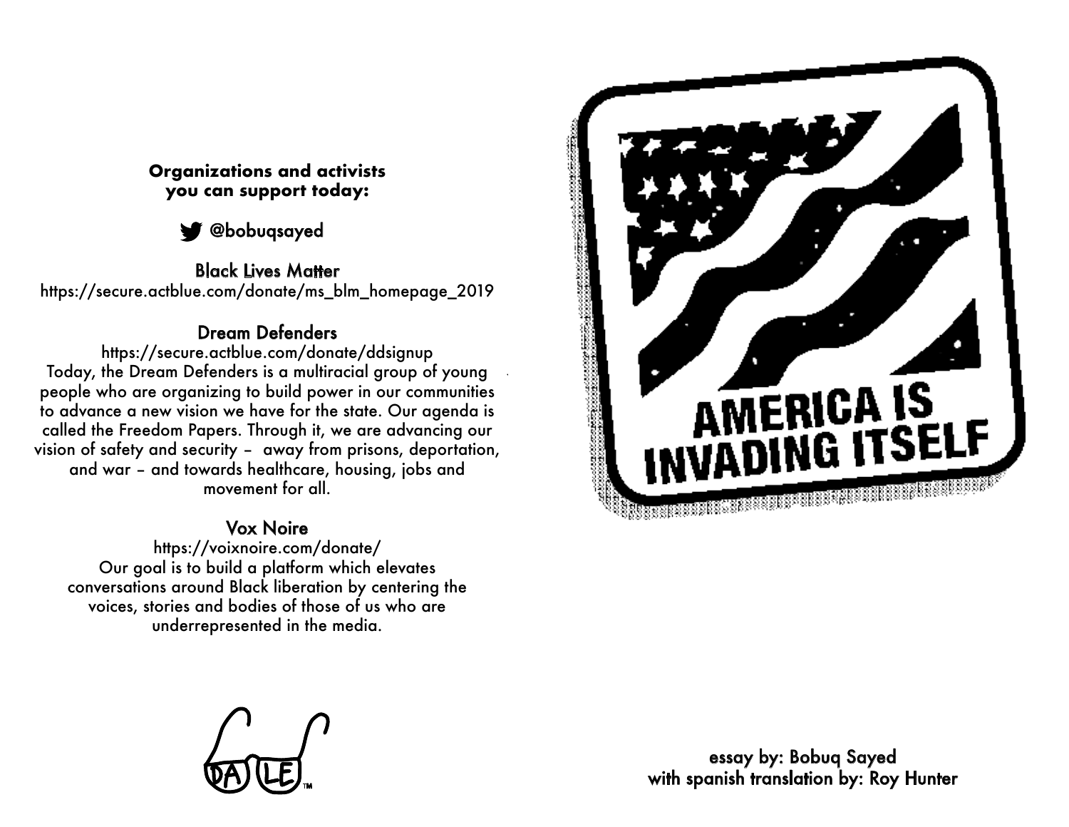**Organizations and activists you can support today:**

@bobuqsayed

Black Lives Matter
https://secure.actblue.com/donate/ms_blm_homepage_2019

Dream Defenders
https://secure.actblue.com/donate/ddsignup
Today, the Dream Defenders is a multiracial group of young people who are organizing to build power in our communities to advance a new vision we have for the state. Our agenda is called the Freedom Papers. Through it, we are advancing our vision of safety and security – away from prisons, deportation, and war – and towards healthcare, housing, jobs and movement for all.

Vox Noire
https://voixnoire.com/donate/
Our goal is to build a platform which elevates conversations around Black liberation by centering the voices, stories and bodies of those of us who are underrepresented in the media.

DALE™

# AMERICA IS INVADING ITSELF

essay by: Bobuq Sayed
with spanish translation by: Roy Hunter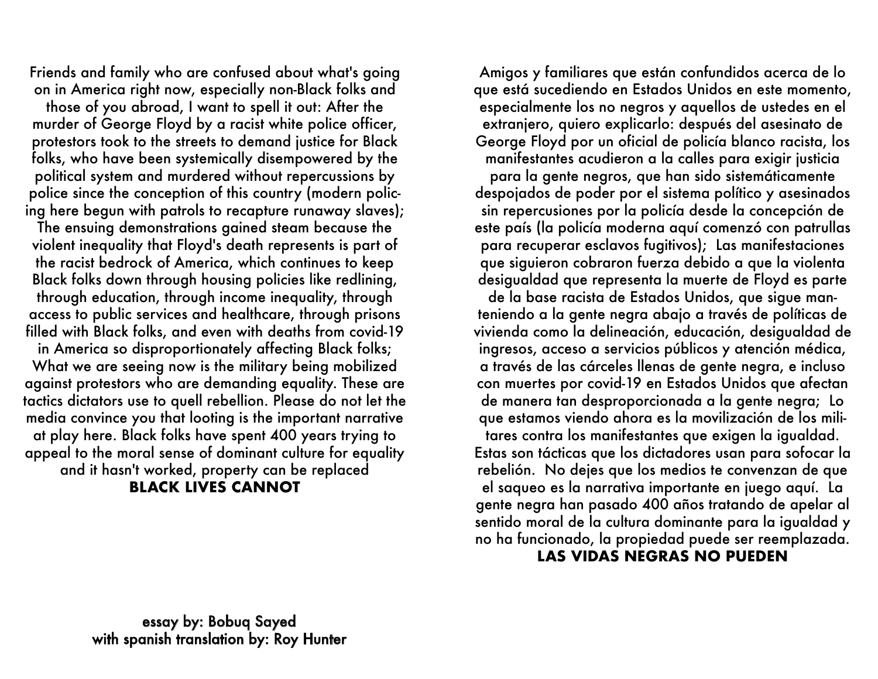Friends and family who are confused about what's going on in America right now, especially non-Black folks and those of you abroad, I want to spell it out: After the murder of George Floyd by a racist white police officer, protestors took to the streets to demand justice for Black folks, who have been systemically disempowered by the political system and murdered without repercussions by police since the conception of this country (modern policing here begun with patrols to recapture runaway slaves); The ensuing demonstrations gained steam because the violent inequality that Floyd's death represents is part of the racist bedrock of America, which continues to keep Black folks down through housing policies like redlining, through education, through income inequality, through access to public services and healthcare, through prisons filled with Black folks, and even with deaths from covid-19 in America so disproportionately affecting Black folks; What we are seeing now is the military being mobilized against protestors who are demanding equality. These are tactics dictators use to quell rebellion. Please do not let the media convince you that looting is the important narrative at play here. Black folks have spent 400 years trying to appeal to the moral sense of dominant culture for equality and it hasn't worked, property can be replaced

**BLACK LIVES CANNOT**

Amigos y familiares que están confundidos acerca de lo que está sucediendo en Estados Unidos en este momento, especialmente los no negros y aquellos de ustedes en el extranjero, quiero explicarlo: después del asesinato de George Floyd por un oficial de policía blanco racista, los manifestantes acudieron a la calles para exigir justicia para la gente negros, que han sido sistemáticamente despojados de poder por el sistema político y asesinados sin repercusiones por la policía desde la concepción de este país (la policía moderna aquí comenzó con patrullas para recuperar esclavos fugitivos); Las manifestaciones que siguieron cobraron fuerza debido a que la violenta desigualdad que representa la muerte de Floyd es parte de la base racista de Estados Unidos, que sigue manteniendo a la gente negra abajo a través de políticas de vivienda como la delineación, educación, desigualdad de ingresos, acceso a servicios públicos y atención médica, a través de las cárceles llenas de gente negra, e incluso con muertes por covid-19 en Estados Unidos que afectan de manera tan desproporcionada a la gente negra; Lo que estamos viendo ahora es la movilización de los militares contra los manifestantes que exigen la igualdad. Estas son tácticas que los dictadores usan para sofocar la rebelión. No dejes que los medios te convenzan de que el saqueo es la narrativa importante en juego aquí. La gente negra han pasado 400 años tratando de apelar al sentido moral de la cultura dominante para la igualdad y no ha funcionado, la propiedad puede ser reemplazada.

**LAS VIDAS NEGRAS NO PUEDEN**

essay by: Bobuq Sayed
with spanish translation by: Roy Hunter